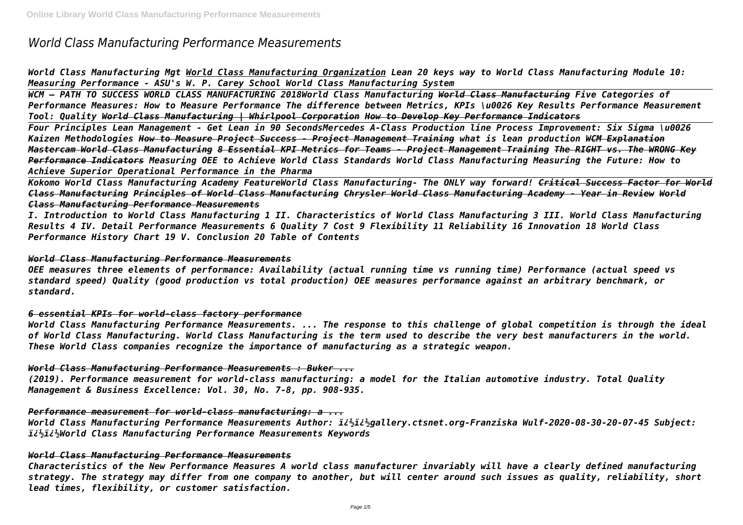# *World Class Manufacturing Performance Measurements*

***World Class Manufacturing Mgt*** ***World Class Manufacturing Organization*** ***Lean 20 keys way to World Class Manufacturing Module 10: Measuring Performance - ASU's W. P. Carey School World Class Manufacturing System***

***WCM – PATH TO SUCCESS WORLD CLASS MANUFACTURING 2018World Class Manufacturing*** ***~~World Class Manufacturing~~*** ***Five Categories of Performance Measures: How to Measure Performance The difference between Metrics, KPIs \u0026 Key Results Performance Measurement Tool: Quality*** ***~~World Class Manufacturing | Whirlpool Corporation~~*** ***~~How to Develop Key Performance Indicators~~***

***Four Principles Lean Management - Get Lean in 90 SecondsMercedes A-Class Production line Process Improvement: Six Sigma \u0026 Kaizen Methodologies*** ***~~How to Measure Project Success - Project Management Training~~*** ***what is lean production*** ***~~WCM Explanation~~*** ***~~Mastercam World Class Manufacturing~~*** ***~~8 Essential KPI Metrics for Teams - Project Management Training~~*** ***~~The RIGHT vs. The WRONG Key Performance Indicators~~*** ***Measuring OEE to Achieve World Class Standards World Class Manufacturing Measuring the Future: How to Achieve Superior Operational Performance in the Pharma***

***Kokomo World Class Manufacturing Academy FeatureWorld Class Manufacturing- The ONLY way forward!*** ***~~Critical Success Factor for World Class Manufacturing~~*** ***~~Principles of World Class Manufacturing~~*** ***~~Chrysler World Class Manufacturing Academy - Year in Review~~*** ***~~World Class Manufacturing Performance Measurements~~***

*I. Introduction to World Class Manufacturing 1 II. Characteristics of World Class Manufacturing 3 III. World Class Manufacturing Results 4 IV. Detail Performance Measurements 6 Quality 7 Cost 9 Flexibility 11 Reliability 16 Innovation 18 World Class Performance History Chart 19 V. Conclusion 20 Table of Contents*

### *World Class Manufacturing Performance Measurements*

*OEE measures three elements of performance: Availability (actual running time vs running time) Performance (actual speed vs standard speed) Quality (good production vs total production) OEE measures performance against an arbitrary benchmark, or standard.*

### *6 essential KPIs for world-class factory performance*

*World Class Manufacturing Performance Measurements. ... The response to this challenge of global competition is through the ideal of World Class Manufacturing. World Class Manufacturing is the term used to describe the very best manufacturers in the world. These World Class companies recognize the importance of manufacturing as a strategic weapon.*

### *World Class Manufacturing Performance Measurements : Buker ...*

*(2019). Performance measurement for world-class manufacturing: a model for the Italian automotive industry. Total Quality Management & Business Excellence: Vol. 30, No. 7-8, pp. 908-935.*

### *Performance measurement for world-class manufacturing: a ...*

*World Class Manufacturing Performance Measurements Author: ï¿½ï¿½gallery.ctsnet.org-Franziska Wulf-2020-08-30-20-07-45 Subject: ï¿½ï¿½World Class Manufacturing Performance Measurements Keywords*

### *World Class Manufacturing Performance Measurements*

*Characteristics of the New Performance Measures A world class manufacturer invariably will have a clearly defined manufacturing strategy. The strategy may differ from one company to another, but will center around such issues as quality, reliability, short lead times, flexibility, or customer satisfaction.*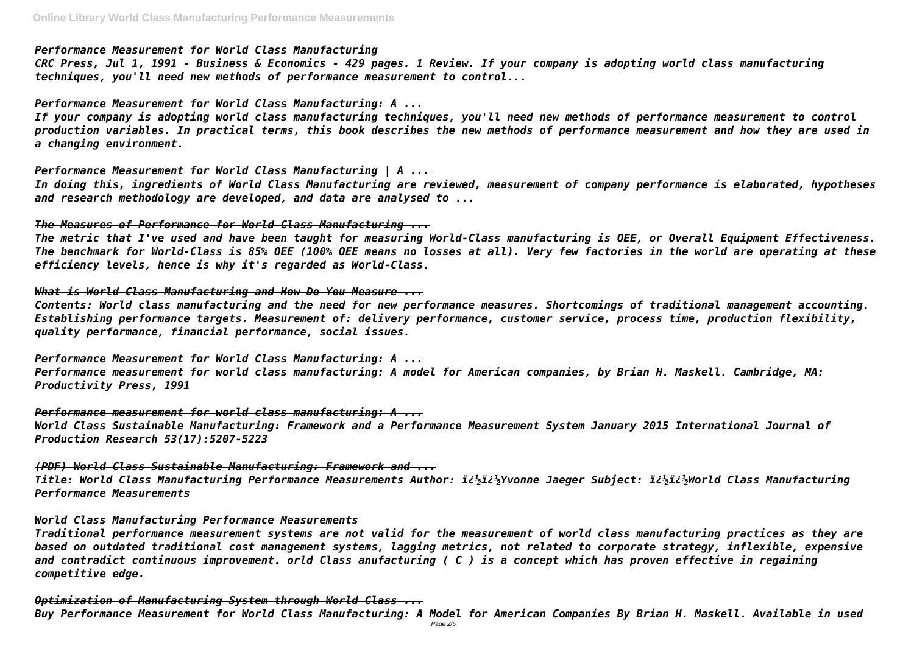### *Performance Measurement for World Class Manufacturing*

*CRC Press, Jul 1, 1991 - Business & Economics - 429 pages. 1 Review. If your company is adopting world class manufacturing techniques, you'll need new methods of performance measurement to control...*

### *Performance Measurement for World Class Manufacturing: A ...*

*If your company is adopting world class manufacturing techniques, you'll need new methods of performance measurement to control production variables. In practical terms, this book describes the new methods of performance measurement and how they are used in a changing environment.*

### *Performance Measurement for World Class Manufacturing | A ...*

*In doing this, ingredients of World Class Manufacturing are reviewed, measurement of company performance is elaborated, hypotheses and research methodology are developed, and data are analysed to ...*

### *The Measures of Performance for World Class Manufacturing ...*

*The metric that I've used and have been taught for measuring World-Class manufacturing is OEE, or Overall Equipment Effectiveness. The benchmark for World-Class is 85% OEE (100% OEE means no losses at all). Very few factories in the world are operating at these efficiency levels, hence is why it's regarded as World-Class.*

### *What is World Class Manufacturing and How Do You Measure ...*

*Contents: World class manufacturing and the need for new performance measures. Shortcomings of traditional management accounting. Establishing performance targets. Measurement of: delivery performance, customer service, process time, production flexibility, quality performance, financial performance, social issues.*

### *Performance Measurement for World Class Manufacturing: A ...*

*Performance measurement for world class manufacturing: A model for American companies, by Brian H. Maskell. Cambridge, MA: Productivity Press, 1991*

### *Performance measurement for world class manufacturing: A ...*

*World Class Sustainable Manufacturing: Framework and a Performance Measurement System January 2015 International Journal of Production Research 53(17):5207-5223*

### *(PDF) World Class Sustainable Manufacturing: Framework and ...*

*Title: World Class Manufacturing Performance Measurements Author: ï¿½ï¿½Yvonne Jaeger Subject: ï¿½ï¿½World Class Manufacturing Performance Measurements*

### *World Class Manufacturing Performance Measurements*

*Traditional performance measurement systems are not valid for the measurement of world class manufacturing practices as they are based on outdated traditional cost management systems, lagging metrics, not related to corporate strategy, inflexible, expensive and contradict continuous improvement. orld Class anufacturing ( C ) is a concept which has proven effective in regaining competitive edge.*

### *Optimization of Manufacturing System through World Class ...*

*Buy Performance Measurement for World Class Manufacturing: A Model for American Companies By Brian H. Maskell. Available in used*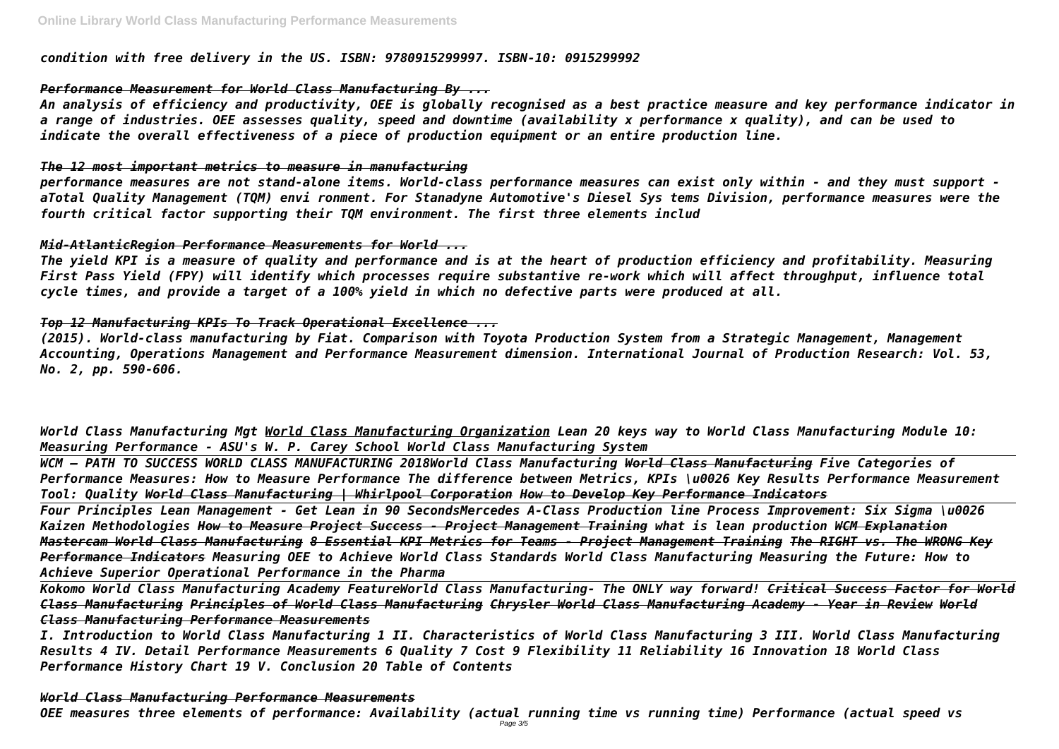*condition with free delivery in the US. ISBN: 9780915299997. ISBN-10: 0915299992*

### *Performance Measurement for World Class Manufacturing By ...*

*An analysis of efficiency and productivity, OEE is globally recognised as a best practice measure and key performance indicator in a range of industries. OEE assesses quality, speed and downtime (availability x performance x quality), and can be used to indicate the overall effectiveness of a piece of production equipment or an entire production line.*

### *The 12 most important metrics to measure in manufacturing*

*performance measures are not stand-alone items. World-class performance measures can exist only within - and they must support - aTotal Quality Management (TQM) envi ronment. For Stanadyne Automotive's Diesel Sys tems Division, performance measures were the fourth critical factor supporting their TQM environment. The first three elements includ*

### *Mid-AtlanticRegion Performance Measurements for World ...*

*The yield KPI is a measure of quality and performance and is at the heart of production efficiency and profitability. Measuring First Pass Yield (FPY) will identify which processes require substantive re-work which will affect throughput, influence total cycle times, and provide a target of a 100% yield in which no defective parts were produced at all.*

### *Top 12 Manufacturing KPIs To Track Operational Excellence ...*

*(2015). World-class manufacturing by Fiat. Comparison with Toyota Production System from a Strategic Management, Management Accounting, Operations Management and Performance Measurement dimension. International Journal of Production Research: Vol. 53, No. 2, pp. 590-606.*

*World Class Manufacturing Mgt World Class Manufacturing Organization Lean 20 keys way to World Class Manufacturing Module 10: Measuring Performance - ASU's W. P. Carey School World Class Manufacturing System*

*WCM – PATH TO SUCCESS WORLD CLASS MANUFACTURING 2018World Class Manufacturing World Class Manufacturing Five Categories of Performance Measures: How to Measure Performance The difference between Metrics, KPIs \u0026 Key Results Performance Measurement Tool: Quality World Class Manufacturing | Whirlpool Corporation How to Develop Key Performance Indicators*

*Four Principles Lean Management - Get Lean in 90 SecondsMercedes A-Class Production line Process Improvement: Six Sigma \u0026 Kaizen Methodologies How to Measure Project Success - Project Management Training what is lean production WCM Explanation Mastercam World Class Manufacturing 8 Essential KPI Metrics for Teams - Project Management Training The RIGHT vs. The WRONG Key Performance Indicators Measuring OEE to Achieve World Class Standards World Class Manufacturing Measuring the Future: How to Achieve Superior Operational Performance in the Pharma*

*Kokomo World Class Manufacturing Academy FeatureWorld Class Manufacturing- The ONLY way forward! Critical Success Factor for World Class Manufacturing Principles of World Class Manufacturing Chrysler World Class Manufacturing Academy - Year in Review World Class Manufacturing Performance Measurements*

*I. Introduction to World Class Manufacturing 1 II. Characteristics of World Class Manufacturing 3 III. World Class Manufacturing Results 4 IV. Detail Performance Measurements 6 Quality 7 Cost 9 Flexibility 11 Reliability 16 Innovation 18 World Class Performance History Chart 19 V. Conclusion 20 Table of Contents*

### *World Class Manufacturing Performance Measurements*

*OEE measures three elements of performance: Availability (actual running time vs running time) Performance (actual speed vs*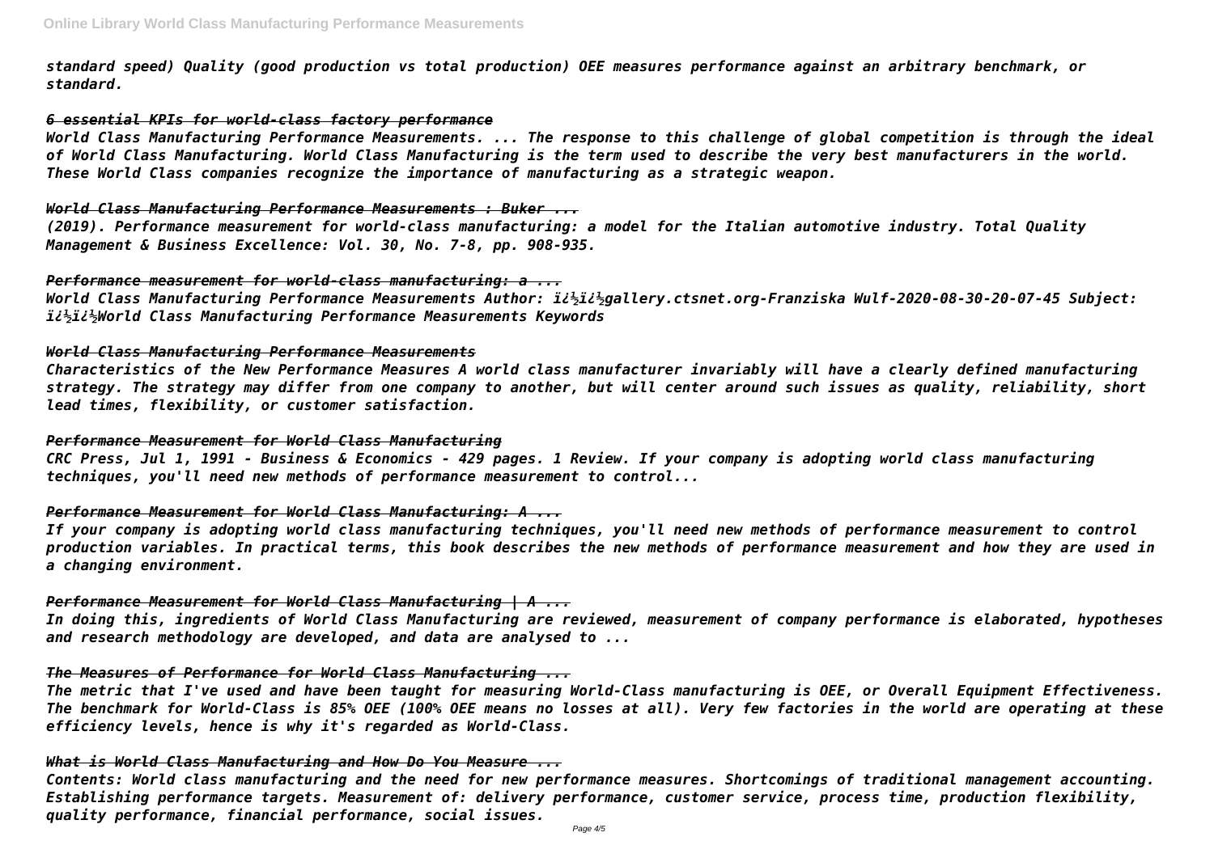*standard speed) Quality (good production vs total production) OEE measures performance against an arbitrary benchmark, or standard.*

### *6 essential KPIs for world-class factory performance*

*World Class Manufacturing Performance Measurements. ... The response to this challenge of global competition is through the ideal of World Class Manufacturing. World Class Manufacturing is the term used to describe the very best manufacturers in the world. These World Class companies recognize the importance of manufacturing as a strategic weapon.*

### *World Class Manufacturing Performance Measurements : Buker ...*

*(2019). Performance measurement for world-class manufacturing: a model for the Italian automotive industry. Total Quality Management & Business Excellence: Vol. 30, No. 7-8, pp. 908-935.*

### *Performance measurement for world-class manufacturing: a ...*

*World Class Manufacturing Performance Measurements Author: ï¿½ï¿½gallery.ctsnet.org-Franziska Wulf-2020-08-30-20-07-45 Subject: ï¿½ï¿½World Class Manufacturing Performance Measurements Keywords*

### *World Class Manufacturing Performance Measurements*

*Characteristics of the New Performance Measures A world class manufacturer invariably will have a clearly defined manufacturing strategy. The strategy may differ from one company to another, but will center around such issues as quality, reliability, short lead times, flexibility, or customer satisfaction.*

### *Performance Measurement for World Class Manufacturing*

*CRC Press, Jul 1, 1991 - Business & Economics - 429 pages. 1 Review. If your company is adopting world class manufacturing techniques, you'll need new methods of performance measurement to control...*

### *Performance Measurement for World Class Manufacturing: A ...*

*If your company is adopting world class manufacturing techniques, you'll need new methods of performance measurement to control production variables. In practical terms, this book describes the new methods of performance measurement and how they are used in a changing environment.*

### *Performance Measurement for World Class Manufacturing | A ...*

*In doing this, ingredients of World Class Manufacturing are reviewed, measurement of company performance is elaborated, hypotheses and research methodology are developed, and data are analysed to ...*

### *The Measures of Performance for World Class Manufacturing ...*

*The metric that I've used and have been taught for measuring World-Class manufacturing is OEE, or Overall Equipment Effectiveness. The benchmark for World-Class is 85% OEE (100% OEE means no losses at all). Very few factories in the world are operating at these efficiency levels, hence is why it's regarded as World-Class.*

### *What is World Class Manufacturing and How Do You Measure ...*

*Contents: World class manufacturing and the need for new performance measures. Shortcomings of traditional management accounting. Establishing performance targets. Measurement of: delivery performance, customer service, process time, production flexibility, quality performance, financial performance, social issues.*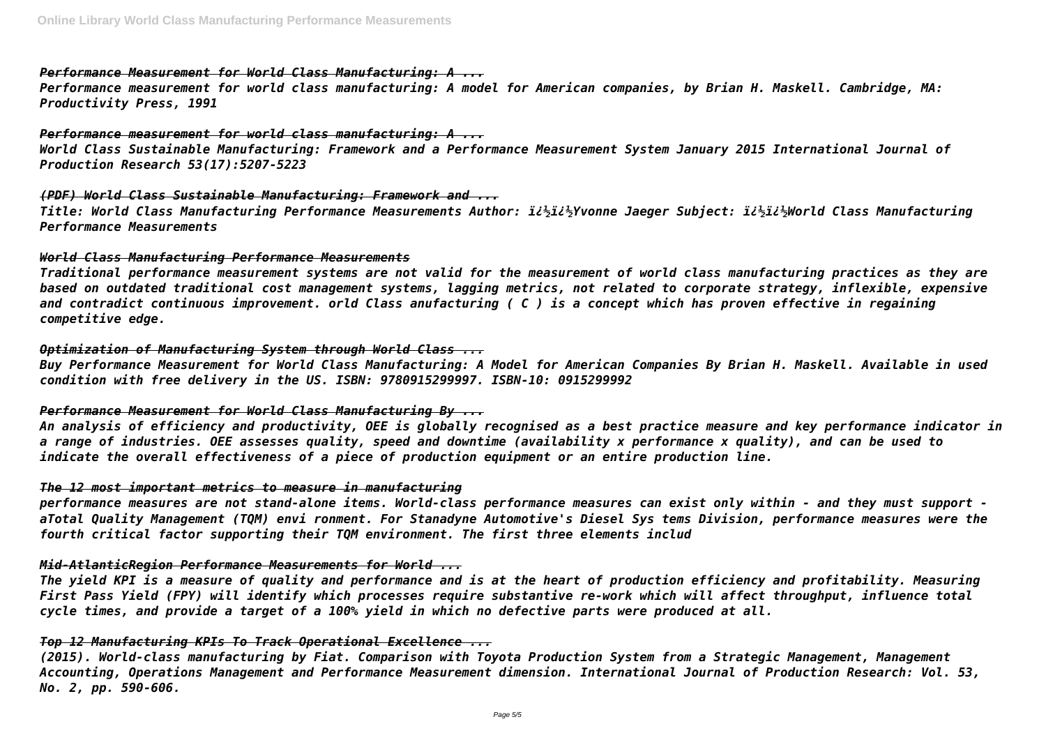***Performance Measurement for World Class Manufacturing: A ...***

*Performance measurement for world class manufacturing: A model for American companies, by Brian H. Maskell. Cambridge, MA: Productivity Press, 1991*

***Performance measurement for world class manufacturing: A ...***

*World Class Sustainable Manufacturing: Framework and a Performance Measurement System January 2015 International Journal of Production Research 53(17):5207-5223*

***(PDF) World Class Sustainable Manufacturing: Framework and ...***

*Title: World Class Manufacturing Performance Measurements Author: ï¿½ï¿½Yvonne Jaeger Subject: ï¿½ï¿½World Class Manufacturing Performance Measurements*

***World Class Manufacturing Performance Measurements***

*Traditional performance measurement systems are not valid for the measurement of world class manufacturing practices as they are based on outdated traditional cost management systems, lagging metrics, not related to corporate strategy, inflexible, expensive and contradict continuous improvement. orld Class anufacturing ( C ) is a concept which has proven effective in regaining competitive edge.*

***Optimization of Manufacturing System through World Class ...***

*Buy Performance Measurement for World Class Manufacturing: A Model for American Companies By Brian H. Maskell. Available in used condition with free delivery in the US. ISBN: 9780915299997. ISBN-10: 0915299992*

***Performance Measurement for World Class Manufacturing By ...***

*An analysis of efficiency and productivity, OEE is globally recognised as a best practice measure and key performance indicator in a range of industries. OEE assesses quality, speed and downtime (availability x performance x quality), and can be used to indicate the overall effectiveness of a piece of production equipment or an entire production line.*

***The 12 most important metrics to measure in manufacturing***

*performance measures are not stand-alone items. World-class performance measures can exist only within - and they must support - aTotal Quality Management (TQM) envi ronment. For Stanadyne Automotive's Diesel Sys tems Division, performance measures were the fourth critical factor supporting their TQM environment. The first three elements includ*

***Mid-AtlanticRegion Performance Measurements for World ...***

*The yield KPI is a measure of quality and performance and is at the heart of production efficiency and profitability. Measuring First Pass Yield (FPY) will identify which processes require substantive re-work which will affect throughput, influence total cycle times, and provide a target of a 100% yield in which no defective parts were produced at all.*

***Top 12 Manufacturing KPIs To Track Operational Excellence ...***

*(2015). World-class manufacturing by Fiat. Comparison with Toyota Production System from a Strategic Management, Management Accounting, Operations Management and Performance Measurement dimension. International Journal of Production Research: Vol. 53, No. 2, pp. 590-606.*